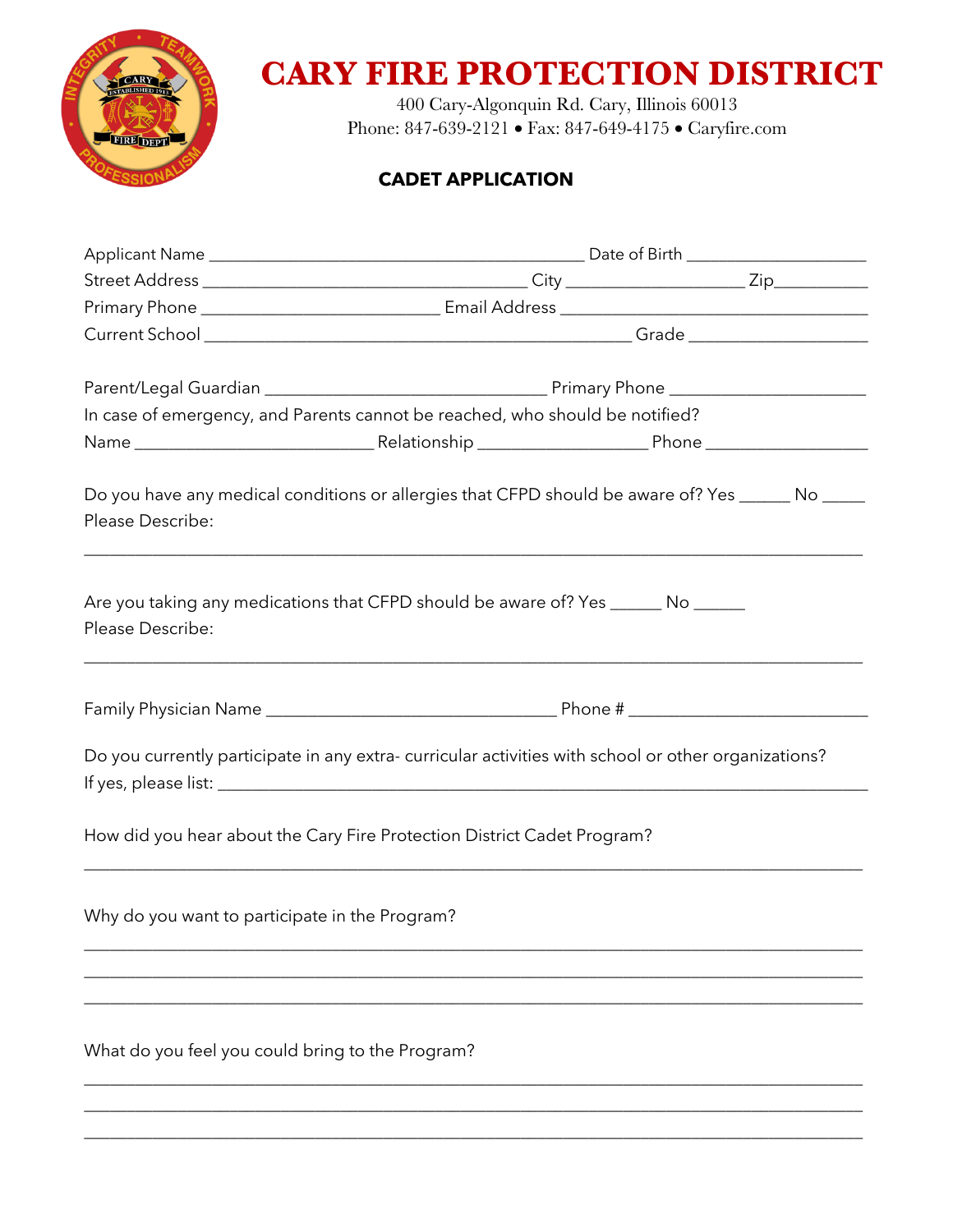# CARY FIRE PROTECTION DISTRICT

400 Cary-Algonquin Rd. Cary, Illinois 60013
Phone: 847-639-2121 • Fax: 847-649-4175 • Caryfire.com

## CADET APPLICATION

Applicant Name ___________________________________________ Date of Birth ____________________

Street Address _____________________________________ City ____________________ Zip___________

Primary Phone ___________________________ Email Address ___________________________________

Current School _________________________________________________ Grade ____________________

Parent/Legal Guardian ________________________________ Primary Phone ______________________

In case of emergency, and Parents cannot be reached, who should be notified?

Name ___________________________ Relationship ___________________ Phone ___________________

Do you have any medical conditions or allergies that CFPD should be aware of? Yes ______ No _____

Please Describe:

_________________________________________________________________________________________

Are you taking any medications that CFPD should be aware of? Yes ______ No ______

Please Describe:

_________________________________________________________________________________________

Family Physician Name _________________________________ Phone # ___________________________

Do you currently participate in any extra- curricular activities with school or other organizations?

If yes, please list: ______________________________________________________________________

How did you hear about the Cary Fire Protection District Cadet Program?

_________________________________________________________________________________________

Why do you want to participate in the Program?

_________________________________________________________________________________________

_________________________________________________________________________________________

_________________________________________________________________________________________

What do you feel you could bring to the Program?

_________________________________________________________________________________________

_________________________________________________________________________________________

_________________________________________________________________________________________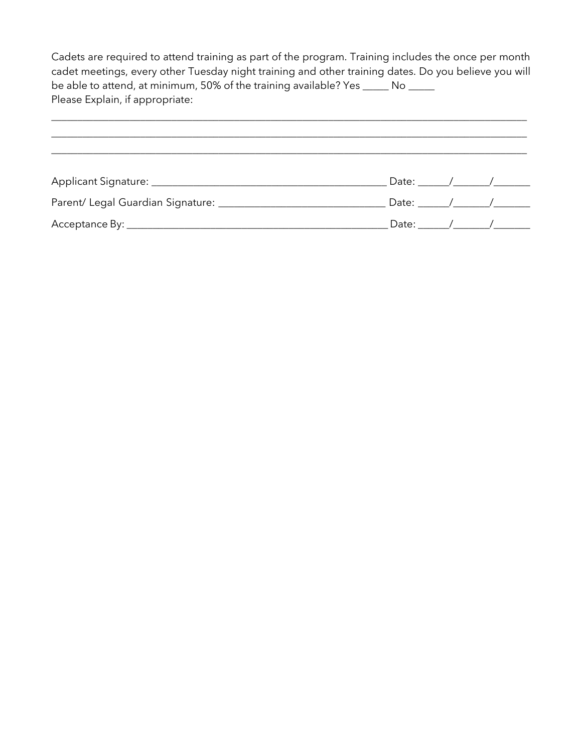Cadets are required to attend training as part of the program. Training includes the once per month cadet meetings, every other Tuesday night training and other training dates. Do you believe you will be able to attend, at minimum, 50% of the training available? Yes _____ No _____
Please Explain, if appropriate:

____________________________________________________________________________________________

____________________________________________________________________________________________

____________________________________________________________________________________________

Applicant Signature: ____________________________________________ Date: ______/_______/_______

Parent/ Legal Guardian Signature: _______________________________ Date: ______/_______/_______

Acceptance By: _________________________________________________ Date: ______/_______/_______